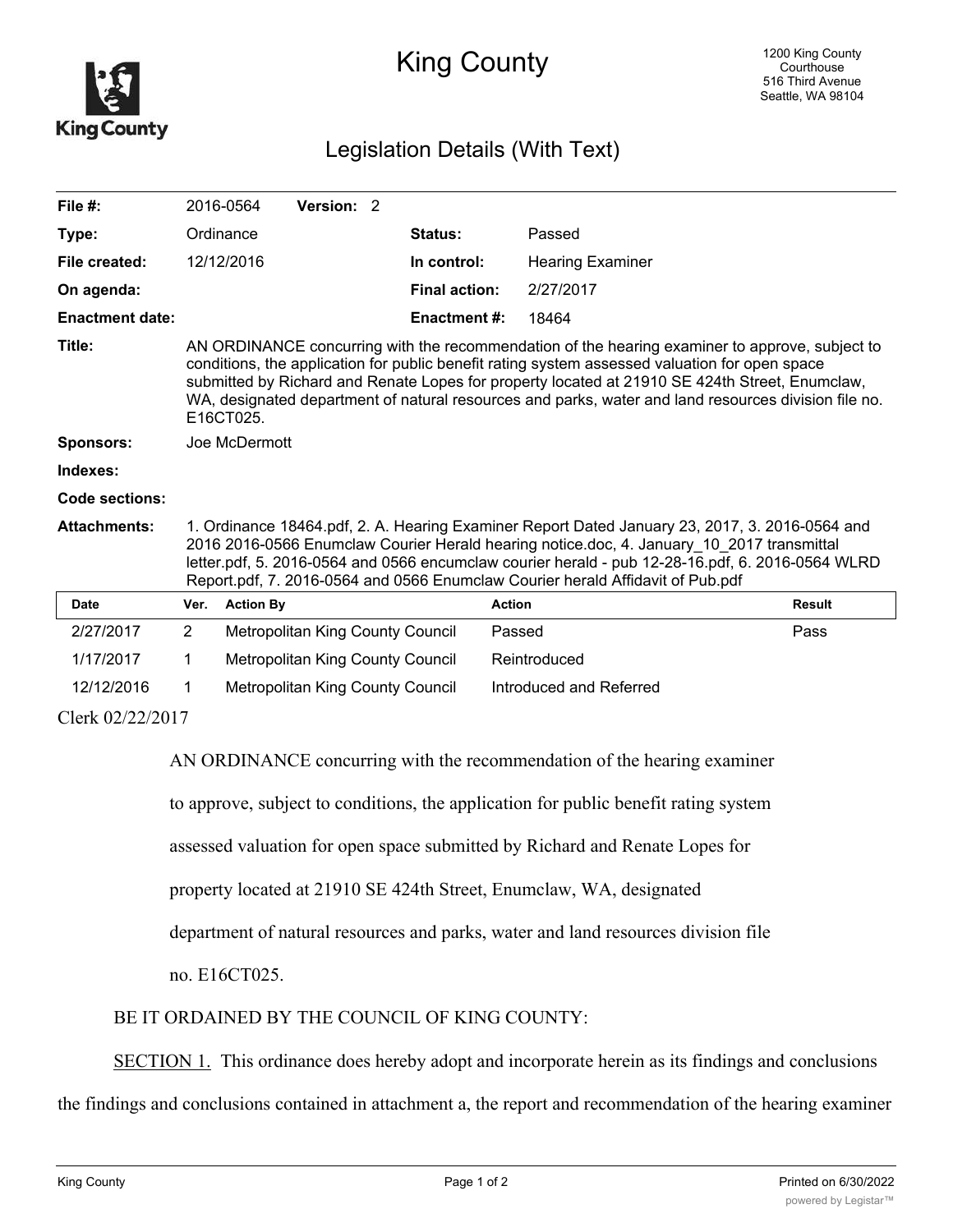# King County

1200 King County Courthouse
516 Third Avenue
Seattle, WA 98104

## Legislation Details (With Text)

| | | | |
|---|---|---|---|
| **File #:** | 2016-0564 **Version:** 2 | | |
| **Type:** | Ordinance | **Status:** | Passed |
| **File created:** | 12/12/2016 | **In control:** | Hearing Examiner |
| **On agenda:** | | **Final action:** | 2/27/2017 |
| **Enactment date:** | | **Enactment #:** | 18464 |

**Title:** AN ORDINANCE concurring with the recommendation of the hearing examiner to approve, subject to conditions, the application for public benefit rating system assessed valuation for open space submitted by Richard and Renate Lopes for property located at 21910 SE 424th Street, Enumclaw, WA, designated department of natural resources and parks, water and land resources division file no. E16CT025.

**Sponsors:** Joe McDermott

**Indexes:**

**Code sections:**

**Attachments:** 1. Ordinance 18464.pdf, 2. A. Hearing Examiner Report Dated January 23, 2017, 3. 2016-0564 and 2016 2016-0566 Enumclaw Courier Herald hearing notice.doc, 4. January_10_2017 transmittal letter.pdf, 5. 2016-0564 and 0566 encumclaw courier herald - pub 12-28-16.pdf, 6. 2016-0564 WLRD Report.pdf, 7. 2016-0564 and 0566 Enumclaw Courier herald Affidavit of Pub.pdf

| Date | Ver. | Action By | Action | Result |
|---|---|---|---|---|
| 2/27/2017 | 2 | Metropolitan King County Council | Passed | Pass |
| 1/17/2017 | 1 | Metropolitan King County Council | Reintroduced | |
| 12/12/2016 | 1 | Metropolitan King County Council | Introduced and Referred | |

Clerk 02/22/2017

AN ORDINANCE concurring with the recommendation of the hearing examiner to approve, subject to conditions, the application for public benefit rating system assessed valuation for open space submitted by Richard and Renate Lopes for property located at 21910 SE 424th Street, Enumclaw, WA, designated department of natural resources and parks, water and land resources division file no. E16CT025.

BE IT ORDAINED BY THE COUNCIL OF KING COUNTY:

SECTION 1. This ordinance does hereby adopt and incorporate herein as its findings and conclusions the findings and conclusions contained in attachment a, the report and recommendation of the hearing examiner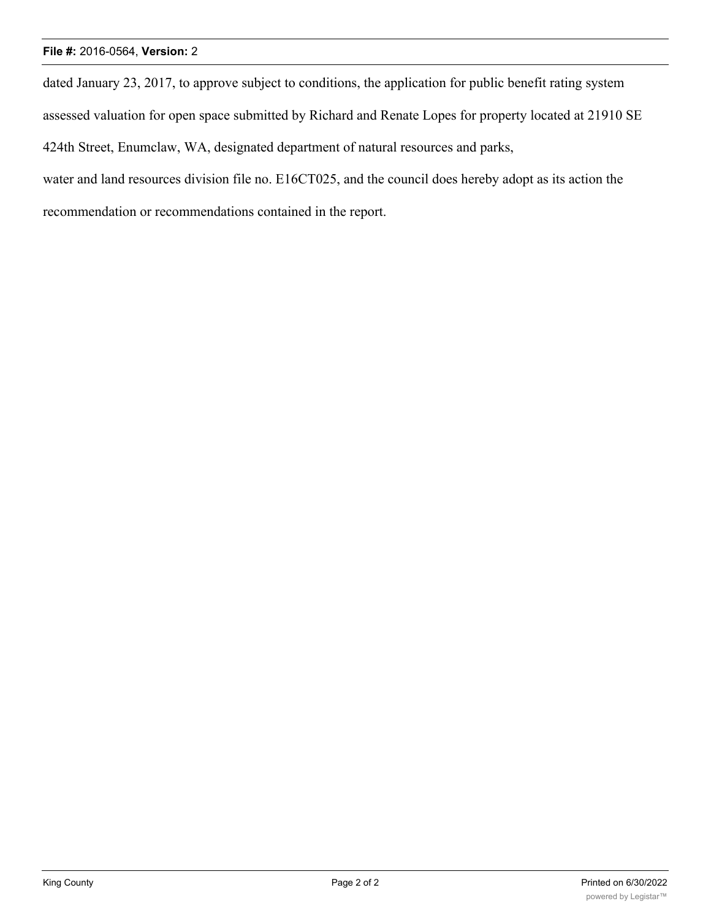dated January 23, 2017, to approve subject to conditions, the application for public benefit rating system assessed valuation for open space submitted by Richard and Renate Lopes for property located at 21910 SE 424th Street, Enumclaw, WA, designated department of natural resources and parks, water and land resources division file no. E16CT025, and the council does hereby adopt as its action the recommendation or recommendations contained in the report.